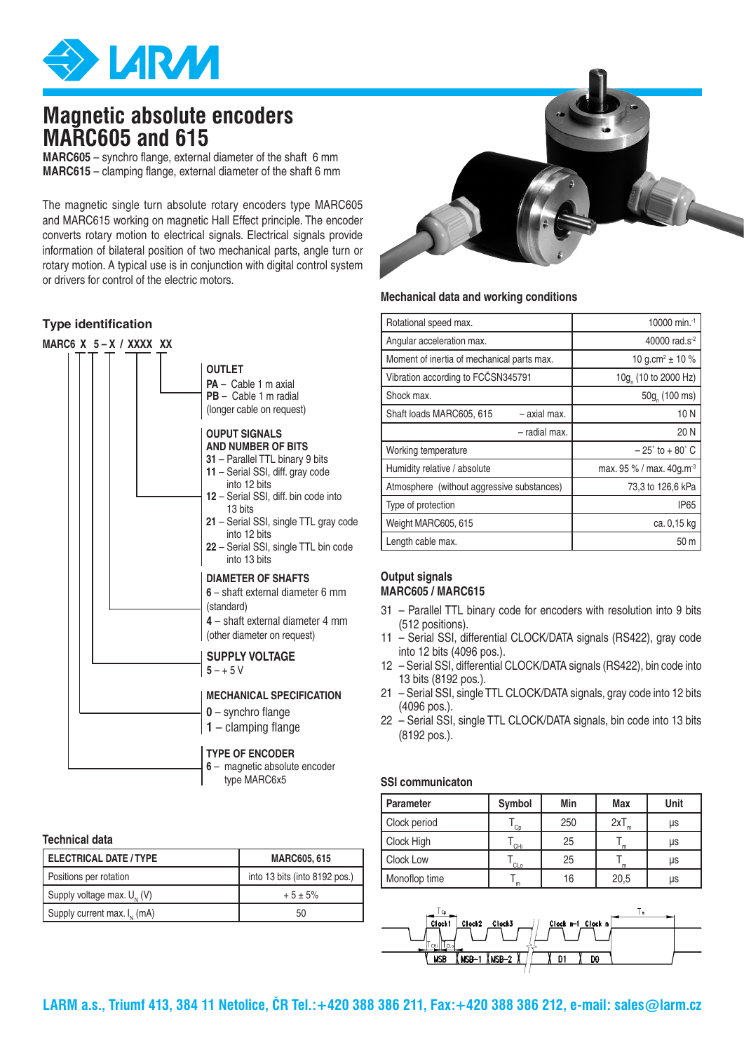# Magnetic absolute encoders MARC605 and 615

**MARC605** – synchro flange, external diameter of the shaft 6 mm
**MARC615** – clamping flange, external diameter of the shaft 6 mm

The magnetic single turn absolute rotary encoders type MARC605 and MARC615 working on magnetic Hall Effect principle. The encoder converts rotary motion to electrical signals. Electrical signals provide information of bilateral position of two mechanical parts, angle turn or rotary motion. A typical use is in conjunction with digital control system or drivers for control of the electric motors.

## Type identification

**MARC6 X 5 – X / XXXX XX**

**OUTLET**
**PA** – Cable 1 m axial
**PB** – Cable 1 m radial
(longer cable on request)

**OUPUT SIGNALS AND NUMBER OF BITS**
**31** – Parallel TTL binary 9 bits
**11** – Serial SSI, diff. gray code into 12 bits
**12** – Serial SSI, diff. bin code into 13 bits
**21** – Serial SSI, single TTL gray code into 12 bits
**22** – Serial SSI, single TTL bin code into 13 bits

**DIAMETER OF SHAFTS**
**6** – shaft external diameter 6 mm (standard)
**4** – shaft external diameter 4 mm (other diameter on request)

**SUPPLY VOLTAGE**
**5** – + 5 V

**MECHANICAL SPECIFICATION**
**0** – synchro flange
**1** – clamping flange

**TYPE OF ENCODER**
**6** – magnetic absolute encoder type MARC6x5

## Technical data

| ELECTRICAL DATE / TYPE | MARC605, 615 |
|---|---|
| Positions per rotation | into 13 bits (into 8192 pos.) |
| Supply voltage max. $U_N$ (V) | + 5 ± 5% |
| Supply current max. $I_N$ (mA) | 50 |

## Mechanical data and working conditions

| | |
|---|---|
| Rotational speed max. | 10000 min.$^{-1}$ |
| Angular acceleration max. | 40000 rad.s$^{-2}$ |
| Moment of inertia of mechanical parts max. | 10 g.cm$^2$ ± 10 % |
| Vibration according to FCČSN345791 | 10g$_n$ (10 to 2000 Hz) |
| Shock max. | 50g$_n$ (100 ms) |
| Shaft loads MARC605, 615 – axial max. | 10 N |
| – radial max. | 20 N |
| Working temperature | – 25° to + 80° C |
| Humidity relative / absolute | max. 95 % / max. 40g.m$^{-3}$ |
| Atmosphere (without aggressive substances) | 73,3 to 126,6 kPa |
| Type of protection | IP65 |
| Weight MARC605, 615 | ca. 0,15 kg |
| Length cable max. | 50 m |

## Output signals MARC605 / MARC615

31 – Parallel TTL binary code for encoders with resolution into 9 bits (512 positions).
11 – Serial SSI, differential CLOCK/DATA signals (RS422), gray code into 12 bits (4096 pos.).
12 – Serial SSI, differential CLOCK/DATA signals (RS422), bin code into 13 bits (8192 pos.).
21 – Serial SSI, single TTL CLOCK/DATA signals, gray code into 12 bits (4096 pos.).
22 – Serial SSI, single TTL CLOCK/DATA signals, bin code into 13 bits (8192 pos.).

## SSI communicaton

| Parameter | Symbol | Min | Max | Unit |
|---|---|---|---|---|
| Clock period | $T_{Cp}$ | 250 | $2xT_m$ | µs |
| Clock High | $T_{CHi}$ | 25 | $T_m$ | µs |
| Clock Low | $T_{CLo}$ | 25 | $T_m$ | µs |
| Monoflop time | $T_m$ | 16 | 20,5 | µs |

$T_{Cp}$ Clock1 Clock2 Clock3 Clock n–1 Clock n $T_m$
$T_{CHi}$ $T_{CLo}$
MSB MSB–1 MSB–2 D1 D0

**LARM a.s., Triumf 413, 384 11 Netolice, ČR Tel.:+420 388 386 211, Fax:+420 388 386 212, e-mail: sales@larm.cz**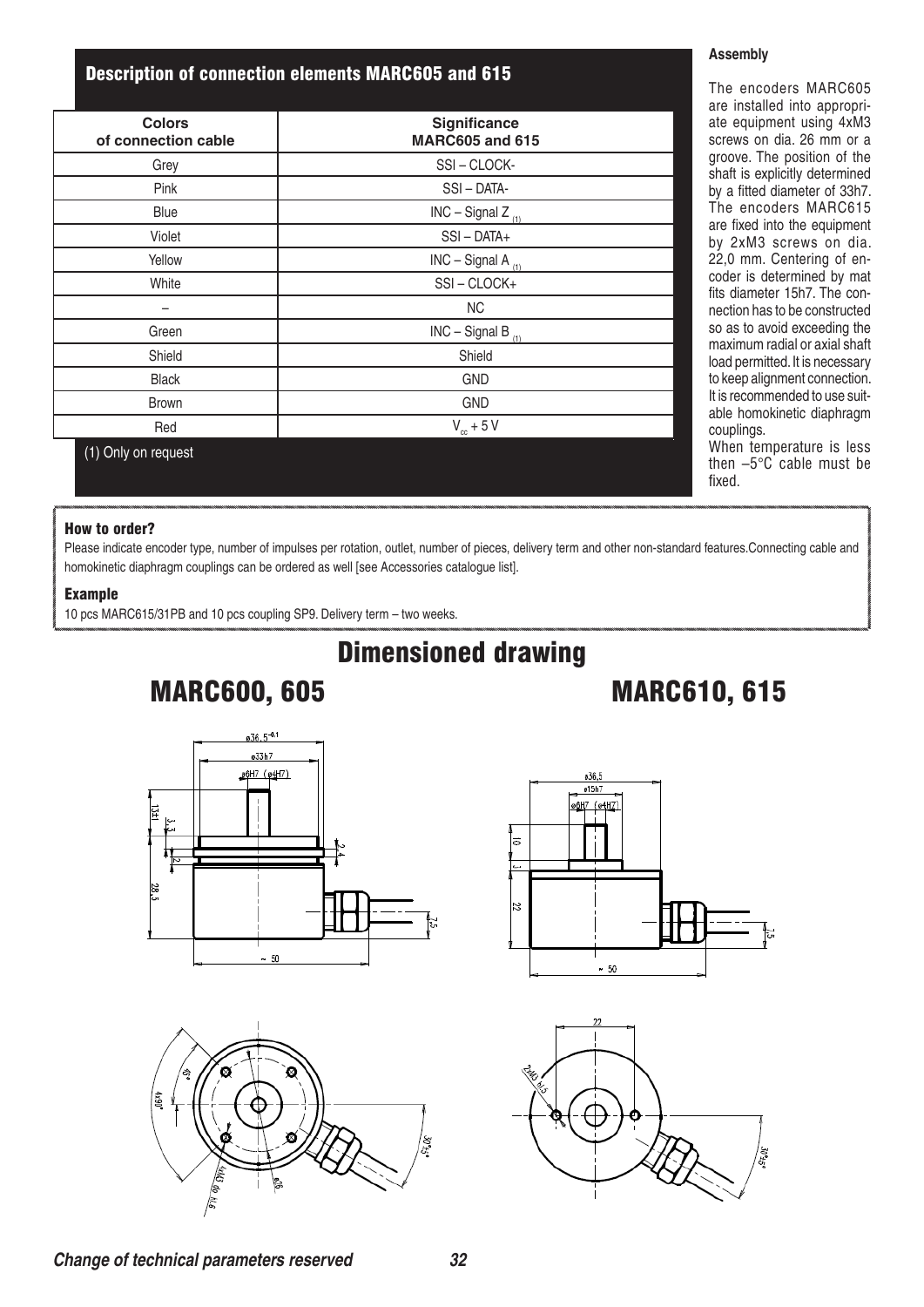## Description of connection elements MARC605 and 615

| Colors of connection cable | Significance MARC605 and 615 |
|---|---|
| Grey | SSI – CLOCK- |
| Pink | SSI – DATA- |
| Blue | INC – Signal Z (1) |
| Violet | SSI – DATA+ |
| Yellow | INC – Signal A (1) |
| White | SSI – CLOCK+ |
| – | NC |
| Green | INC – Signal B (1) |
| Shield | Shield |
| Black | GND |
| Brown | GND |
| Red | $V_{cc}$ + 5 V |

(1) Only on request

**Assembly**

The encoders MARC605 are installed into appropriate equipment using 4xM3 screws on dia. 26 mm or a groove. The position of the shaft is explicitly determined by a fitted diameter of 33h7. The encoders MARC615 are fixed into the equipment by 2xM3 screws on dia. 22,0 mm. Centering of encoder is determined by mat fits diameter 15h7. The connection has to be constructed so as to avoid exceeding the maximum radial or axial shaft load permitted. It is necessary to keep alignment connection. It is recommended to use suitable homokinetic diaphragm couplings.

When temperature is less then –5°C cable must be fixed.

### How to order?

Please indicate encoder type, number of impulses per rotation, outlet, number of pieces, delivery term and other non-standard features.Connecting cable and homokinetic diaphragm couplings can be ordered as well [see Accessories catalogue list].

### Example

10 pcs MARC615/31PB and 10 pcs coupling SP9. Delivery term – two weeks.

# Dimensioned drawing

## MARC600, 605

ø36,5$^{-0,1}$
ø33h7
ø6H7 (ø4H7)
13±1
3,3
2
2,4
28,5
7,5
~ 50
45°
4x90°
30°±5°
4xM3 do h.6
ø26

## MARC610, 615

ø36,5
ø15h7
ø6H7 (ø4H7)
10
3
22
7,5
~ 50
22
2xM3 h.5
30°±5°

*Change of technical parameters reserved*